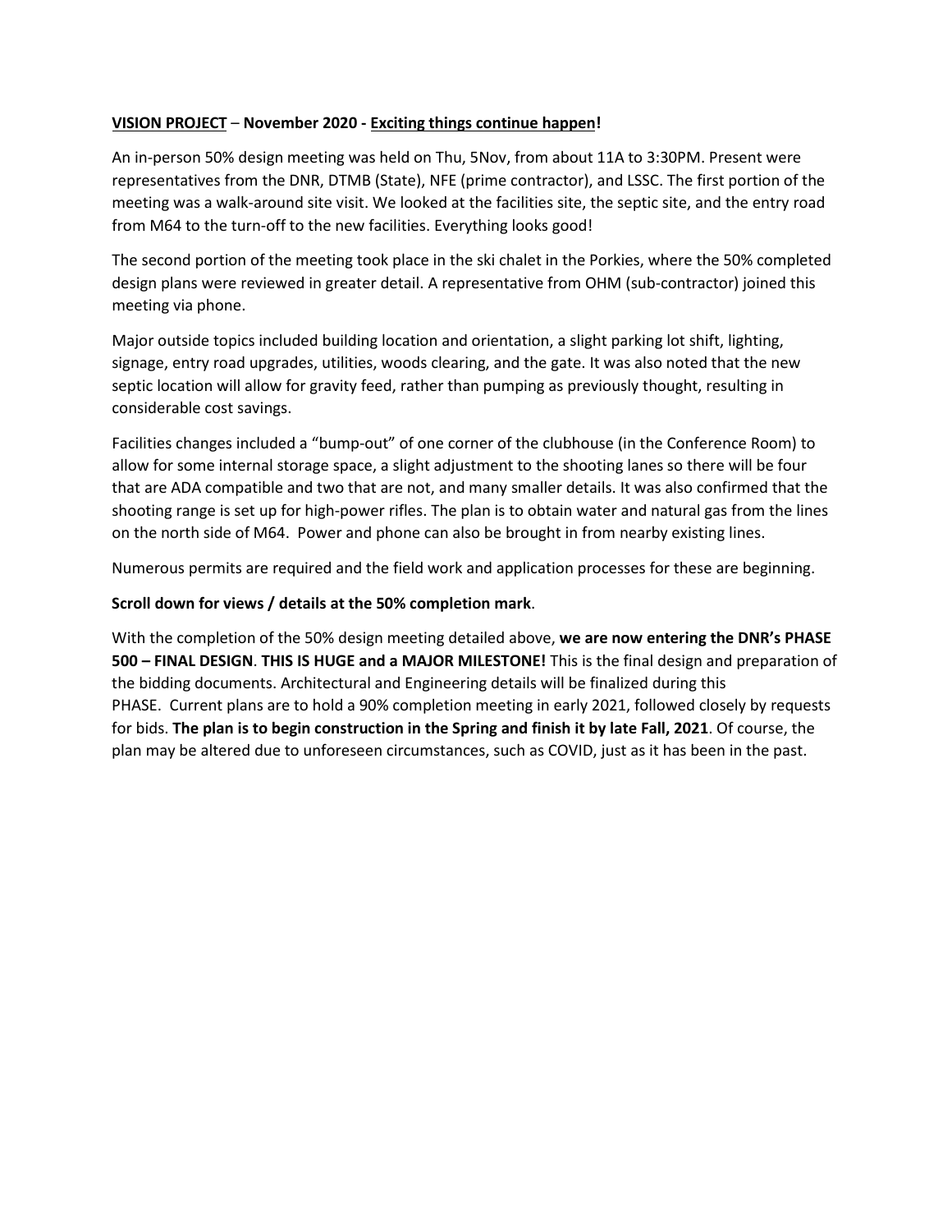**VISION PROJECT** – **November 2020 - Exciting things continue happen!**

An in-person 50% design meeting was held on Thu, 5Nov, from about 11A to 3:30PM. Present were representatives from the DNR, DTMB (State), NFE (prime contractor), and LSSC. The first portion of the meeting was a walk-around site visit. We looked at the facilities site, the septic site, and the entry road from M64 to the turn-off to the new facilities. Everything looks good!

The second portion of the meeting took place in the ski chalet in the Porkies, where the 50% completed design plans were reviewed in greater detail. A representative from OHM (sub-contractor) joined this meeting via phone.

Major outside topics included building location and orientation, a slight parking lot shift, lighting, signage, entry road upgrades, utilities, woods clearing, and the gate. It was also noted that the new septic location will allow for gravity feed, rather than pumping as previously thought, resulting in considerable cost savings.

Facilities changes included a "bump-out" of one corner of the clubhouse (in the Conference Room) to allow for some internal storage space, a slight adjustment to the shooting lanes so there will be four that are ADA compatible and two that are not, and many smaller details. It was also confirmed that the shooting range is set up for high-power rifles. The plan is to obtain water and natural gas from the lines on the north side of M64. Power and phone can also be brought in from nearby existing lines.

Numerous permits are required and the field work and application processes for these are beginning.

**Scroll down for views / details at the 50% completion mark**.

With the completion of the 50% design meeting detailed above, **we are now entering the DNR's PHASE 500 – FINAL DESIGN**. **THIS IS HUGE and a MAJOR MILESTONE!** This is the final design and preparation of the bidding documents. Architectural and Engineering details will be finalized during this PHASE. Current plans are to hold a 90% completion meeting in early 2021, followed closely by requests for bids. **The plan is to begin construction in the Spring and finish it by late Fall, 2021**. Of course, the plan may be altered due to unforeseen circumstances, such as COVID, just as it has been in the past.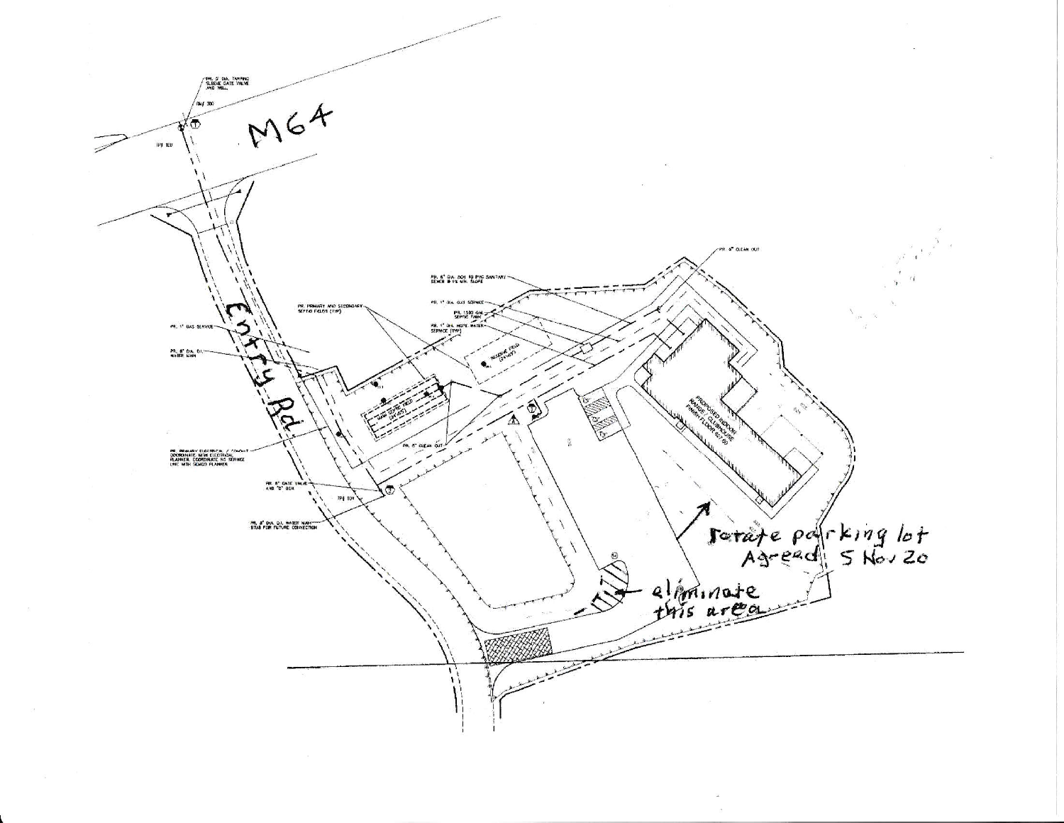M64

Entry Rd

PR. 5" DIA. TAPPING SLEEVE GATE VALVE AND WELL

PR. 1" GAS SERVICE

PR. 8" DIA. D.I. WATER MAIN

PR. PRIMARY AND SECONDARY SEPTIC FIELDS (TYP)

PR. 6" DIA. SCH 40 PVC SANITARY SEWER @ 1% MIN. SLOPE

PR. 1" DIA. GAS SERVICE

PR. 1500 GAL SEPTIC TANK

PR. 1" DIA. HDPE WATER SERVICE (TYP)

PR. 6" CLEAN OUT

PR. 6" CLEAN OUT

PR. PRIMARY ELECTRICAL / CONDUIT COORDINATE WITH ELECTRICAL PLANNER. COORDINATE NO SERVICE LINE WITH SCHOOL PLANNER

PR. 8" GATE VALVE AND "D" BOX

PR. 8" DIA. D.I. WATER MAIN STUB FOR FUTURE CONNECTION

PROPOSED INDOOR RANGE CLUBHOUSE FINISH FLOOR

rotate parking lot
Agreed 5 Nov 20

eliminate this area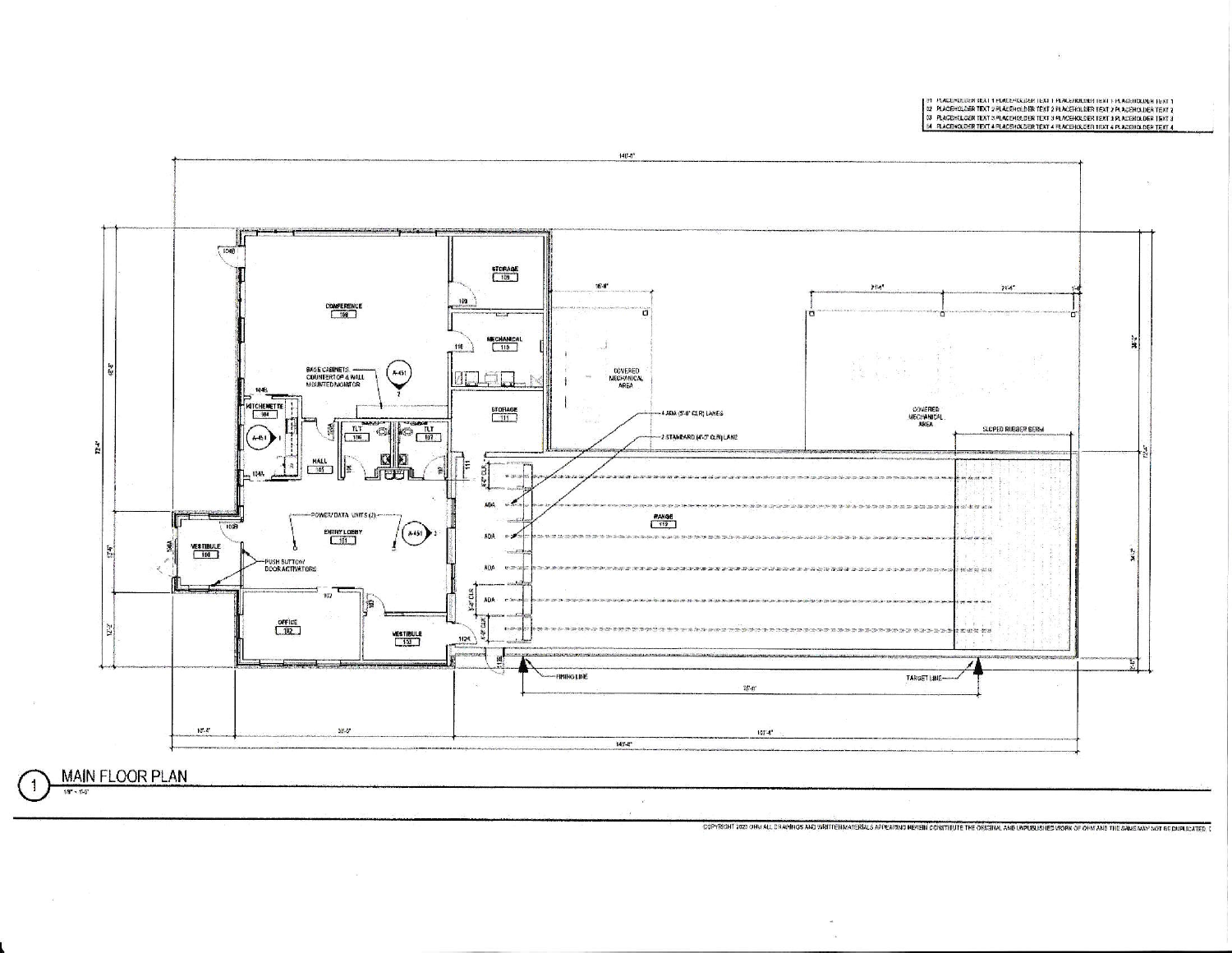| | |
|---|---|
| 01 | PLACEHOLDER TEXT 1 PLACEHOLDER TEXT 1 PLACEHOLDER TEXT 1 PLACEHOLDER TEXT 1 |
| 02 | PLACEHOLDER TEXT 2 PLACEHOLDER TEXT 2 PLACEHOLDER TEXT 2 PLACEHOLDER TEXT 2 |
| 03 | PLACEHOLDER TEXT 3 PLACEHOLDER TEXT 3 PLACEHOLDER TEXT 3 PLACEHOLDER TEXT 3 |
| 04 | PLACEHOLDER TEXT 4 PLACEHOLDER TEXT 4 PLACEHOLDER TEXT 4 PLACEHOLDER TEXT 4 |

STORAGE 109

CONFERENCE 108

MECHANICAL 110

BASE CABINETS, COUNTERTOP & WALL MOUNTED MONITOR

COVERED MECHANICAL AREA

KITCHENETTE 104

TLT 106

TLT 107

STORAGE 111

4 ADA (5'-0" CLR) LANES

2 STANDARD (4'-3" CLR) LANE

COVERED MECHANICAL AREA

SLOPED RUBBER BERM

HALL 105

POWER/DATA UNITS (2)

ENTRY LOBBY 101

RANGE 112

VESTIBULE 100

PUSH BUTTON/ DOOR ACTIVATORS

OFFICE 102

VESTIBULE 113

FIRING LINE

TARGET LINE

# 1 MAIN FLOOR PLAN

1/8" = 1'-0"

COPYRIGHT 2020 OHM ALL DRAWINGS AND WRITTEN MATERIALS APPEARING HEREIN CONSTITUTE THE ORIGINAL AND UNPUBLISHED WORK OF OHM AND THE SAME MAY NOT BE DUPLICATED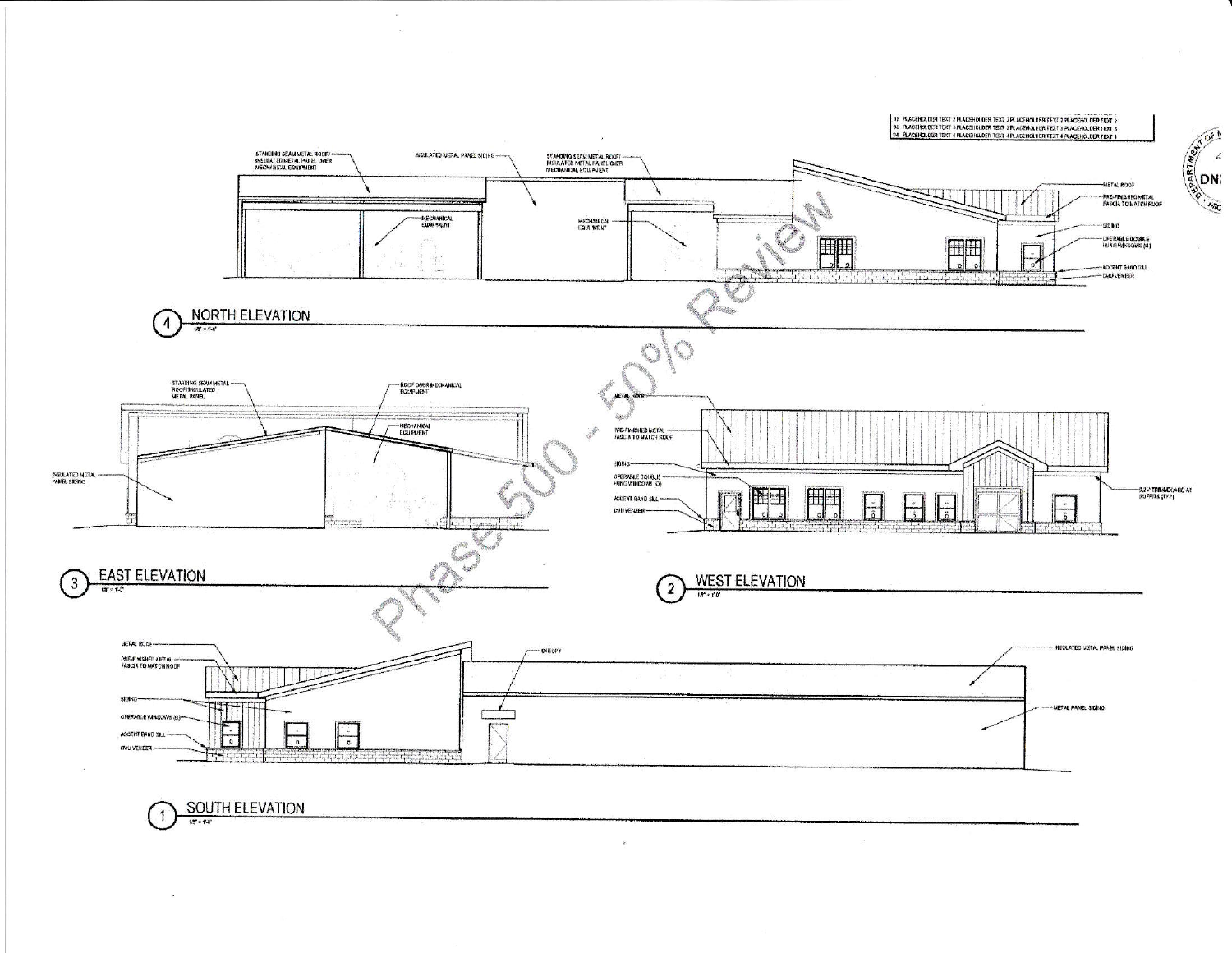01 PLACEHOLDER TEXT 2 PLACEHOLDER TEXT 2 PLACEHOLDER TEXT 2 PLACEHOLDER TEXT 2
02 PLACEHOLDER TEXT 3 PLACEHOLDER TEXT 3 PLACEHOLDER TEXT 3 PLACEHOLDER TEXT 3
04 PLACEHOLDER TEXT 4 PLACEHOLDER TEXT 4 PLACEHOLDER TEXT 4 PLACEHOLDER TEXT 4

STANDING SEAM METAL ROOF/ INSULATED METAL PANEL OVER MECHANICAL EQUIPMENT

INSULATED METAL PANEL SIDING

STANDING SEAM METAL ROOF/ INSULATED METAL PANEL OVER MECHANICAL EQUIPMENT

MECHANICAL EQUIPMENT

MECHANICAL EQUIPMENT

METAL ROOF

PRE-FINISHED METAL FASCIA TO MATCH ROOF

SIDING

OPERABLE DOUBLE HUNG WINDOWS (O)

ACCENT BAND SILL

CMU VENEER

## 4 NORTH ELEVATION

1/8" = 1'-0"

STANDING SEAM METAL ROOF/INSULATED METAL PANEL

ROOF OVER MECHANICAL EQUIPMENT

MECHANICAL EQUIPMENT

INSULATED METAL PANEL SIDING

## 3 EAST ELEVATION

1/8" = 1'-0"

METAL ROOF

PRE-FINISHED METAL FASCIA TO MATCH ROOF

SIDING

OPERABLE DOUBLE HUNG WINDOWS (O)

ACCENT BAND SILL

CMU VENEER

SUM TRIM BOARD AT SOFFITS (TYP)

## 2 WEST ELEVATION

1/8" = 1'-0"

METAL ROOF

PRE-FINISHED METAL FASCIA TO MATCH ROOF

SIDING

OPERABLE WINDOWS (O)

ACCENT BAND SILL

CMU VENEER

CANOPY

INSULATED METAL PANEL SIDING

METAL PANEL SIDING

## 1 SOUTH ELEVATION

1/8" = 1'-0"

Phase 500 - 50% Review